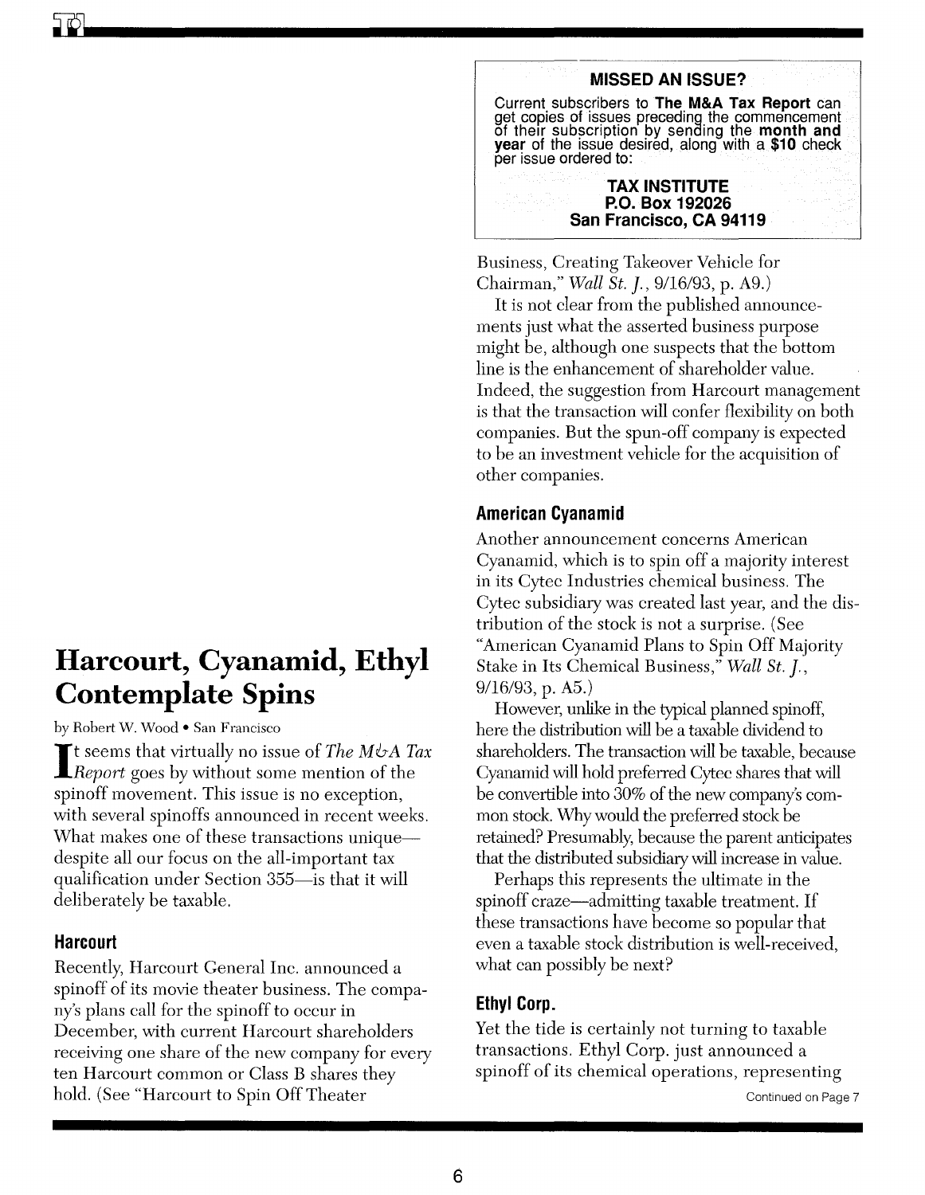## MISSED AN ISSUE?

Current subscribers to **The M&A Tax Report** can get copies of issues preceding the commencement of their subscription by sending the **month and year** of the issue desired, along with a **$10** check per issue ordered to:

**TAX INSTITUTE**
**P.O. Box 192026**
**San Francisco, CA 94119**

# Harcourt, Cyanamid, Ethyl Contemplate Spins

by Robert W. Wood • San Francisco

It seems that virtually no issue of *The M&A Tax Report* goes by without some mention of the spinoff movement. This issue is no exception, with several spinoffs announced in recent weeks. What makes one of these transactions unique—despite all our focus on the all-important tax qualification under Section 355—is that it will deliberately be taxable.

### Harcourt

Recently, Harcourt General Inc. announced a spinoff of its movie theater business. The company's plans call for the spinoff to occur in December, with current Harcourt shareholders receiving one share of the new company for every ten Harcourt common or Class B shares they hold. (See "Harcourt to Spin Off Theater Business, Creating Takeover Vehicle for Chairman," *Wall St. J.*, 9/16/93, p. A9.)

It is not clear from the published announcements just what the asserted business purpose might be, although one suspects that the bottom line is the enhancement of shareholder value. Indeed, the suggestion from Harcourt management is that the transaction will confer flexibility on both companies. But the spun-off company is expected to be an investment vehicle for the acquisition of other companies.

### American Cyanamid

Another announcement concerns American Cyanamid, which is to spin off a majority interest in its Cytec Industries chemical business. The Cytec subsidiary was created last year, and the distribution of the stock is not a surprise. (See "American Cyanamid Plans to Spin Off Majority Stake in Its Chemical Business," *Wall St. J.*, 9/16/93, p. A5.)

However, unlike in the typical planned spinoff, here the distribution will be a taxable dividend to shareholders. The transaction will be taxable, because Cyanamid will hold preferred Cytec shares that will be convertible into 30% of the new company's common stock. Why would the preferred stock be retained? Presumably, because the parent anticipates that the distributed subsidiary will increase in value.

Perhaps this represents the ultimate in the spinoff craze—admitting taxable treatment. If these transactions have become so popular that even a taxable stock distribution is well-received, what can possibly be next?

### Ethyl Corp.

Yet the tide is certainly not turning to taxable transactions. Ethyl Corp. just announced a spinoff of its chemical operations, representing

Continued on Page 7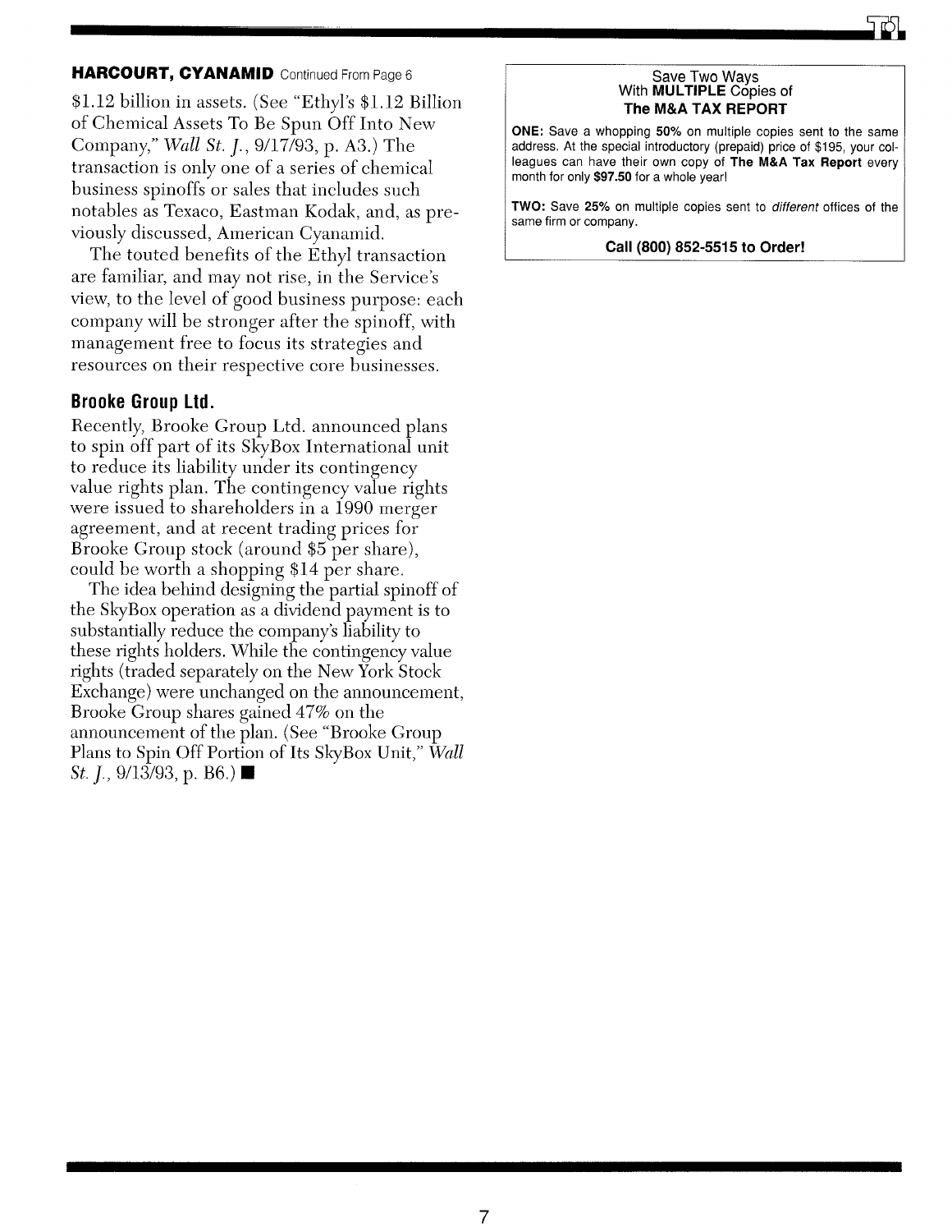**HARCOURT, CYANAMID** Continued From Page 6

$1.12 billion in assets. (See "Ethyl's $1.12 Billion of Chemical Assets To Be Spun Off Into New Company," *Wall St. J.*, 9/17/93, p. A3.) The transaction is only one of a series of chemical business spinoffs or sales that includes such notables as Texaco, Eastman Kodak, and, as previously discussed, American Cyanamid.

The touted benefits of the Ethyl transaction are familiar, and may not rise, in the Service's view, to the level of good business purpose: each company will be stronger after the spinoff, with management free to focus its strategies and resources on their respective core businesses.

## Brooke Group Ltd.

Recently, Brooke Group Ltd. announced plans to spin off part of its SkyBox International unit to reduce its liability under its contingency value rights plan. The contingency value rights were issued to shareholders in a 1990 merger agreement, and at recent trading prices for Brooke Group stock (around $5 per share), could be worth a shopping $14 per share.

The idea behind designing the partial spinoff of the SkyBox operation as a dividend payment is to substantially reduce the company's liability to these rights holders. While the contingency value rights (traded separately on the New York Stock Exchange) were unchanged on the announcement, Brooke Group shares gained 47% on the announcement of the plan. (See "Brooke Group Plans to Spin Off Portion of Its SkyBox Unit," *Wall St. J.*, 9/13/93, p. B6.) ■

---

Save Two Ways
With **MULTIPLE** Copies of
**The M&A TAX REPORT**

**ONE:** Save a whopping **50%** on multiple copies sent to the same address. At the special introductory (prepaid) price of $195, your colleagues can have their own copy of **The M&A Tax Report** every month for only **$97.50** for a whole year!

**TWO:** Save **25%** on multiple copies sent to *different* offices of the same firm or company.

**Call (800) 852-5515 to Order!**